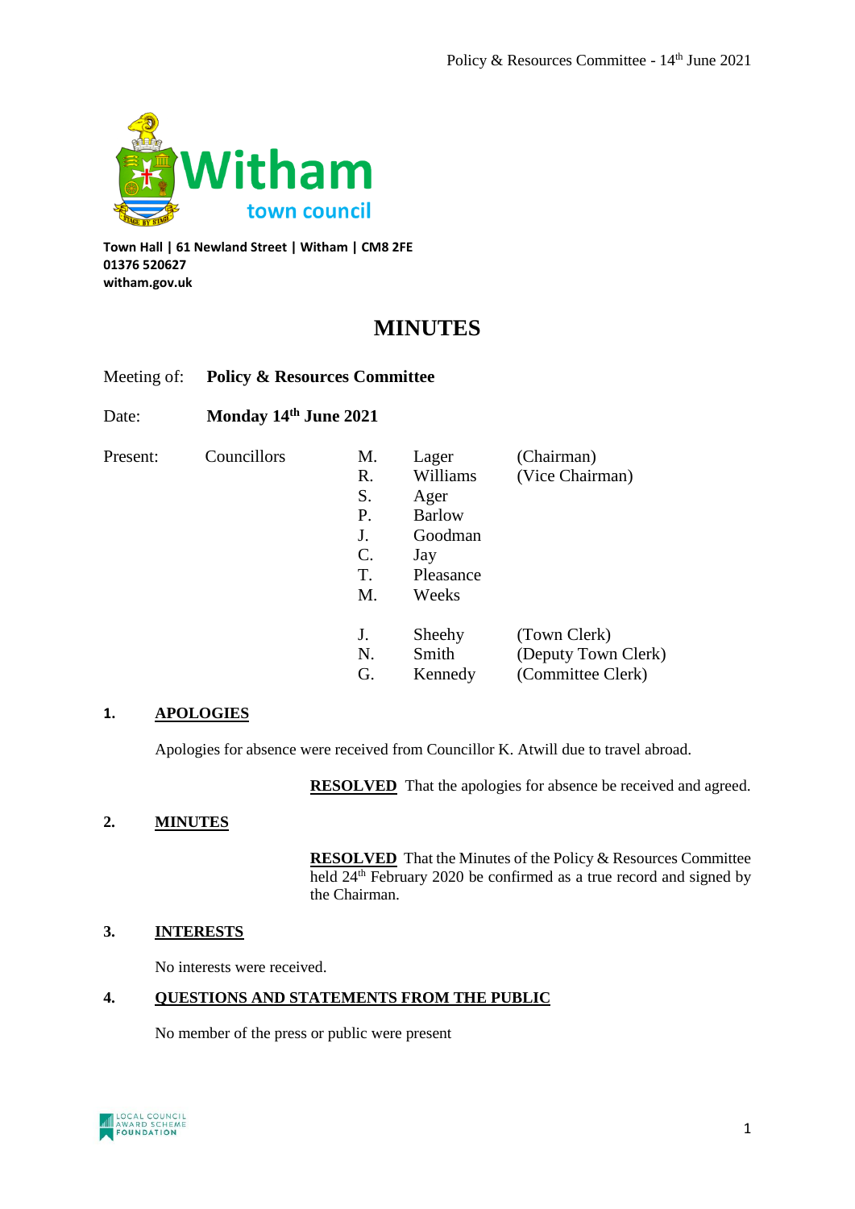**Town Hall | 61 Newland Street | Witham | CM8 2FE**
**01376 520627**
**witham.gov.uk**

# MINUTES

Meeting of: **Policy & Resources Committee**

Date: **Monday 14th June 2021**

| Present: | Councillors | | | |
|---|---|---|---|---|
| | | M. | Lager | (Chairman) |
| | | R. | Williams | (Vice Chairman) |
| | | S. | Ager | |
| | | P. | Barlow | |
| | | J. | Goodman | |
| | | C. | Jay | |
| | | T. | Pleasance | |
| | | M. | Weeks | |
| | | J. | Sheehy | (Town Clerk) |
| | | N. | Smith | (Deputy Town Clerk) |
| | | G. | Kennedy | (Committee Clerk) |

**1. APOLOGIES**

Apologies for absence were received from Councillor K. Atwill due to travel abroad.

**RESOLVED** That the apologies for absence be received and agreed.

**2. MINUTES**

**RESOLVED** That the Minutes of the Policy & Resources Committee held 24th February 2020 be confirmed as a true record and signed by the Chairman.

**3. INTERESTS**

No interests were received.

**4. QUESTIONS AND STATEMENTS FROM THE PUBLIC**

No member of the press or public were present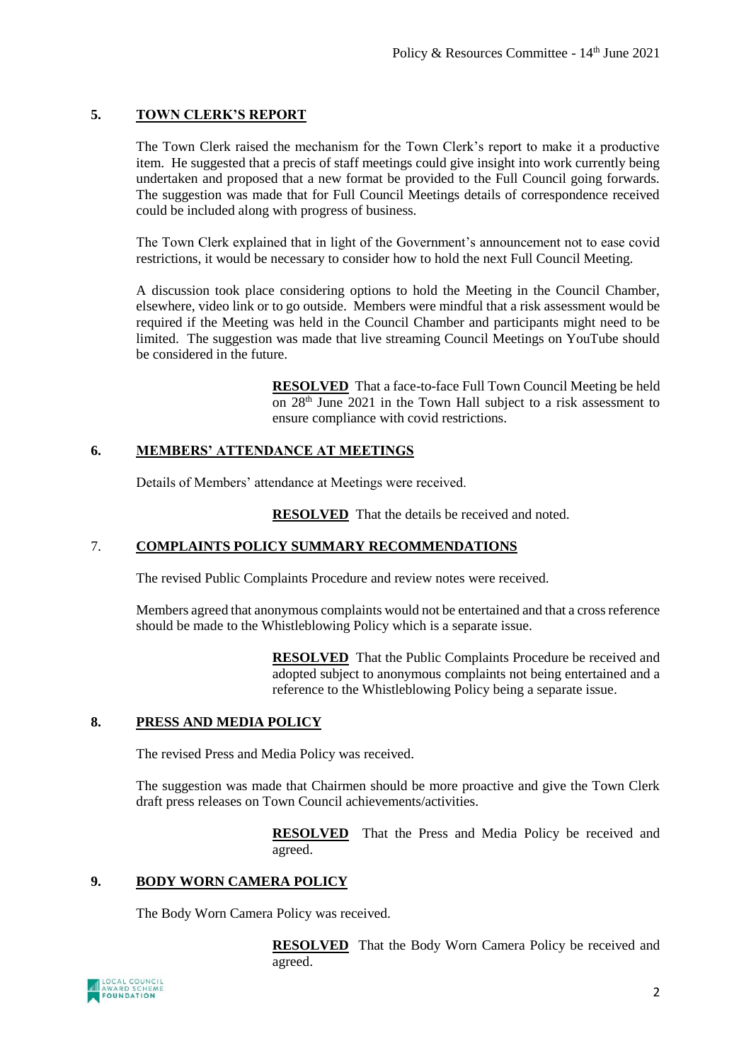## 5. TOWN CLERK'S REPORT

The Town Clerk raised the mechanism for the Town Clerk's report to make it a productive item. He suggested that a precis of staff meetings could give insight into work currently being undertaken and proposed that a new format be provided to the Full Council going forwards. The suggestion was made that for Full Council Meetings details of correspondence received could be included along with progress of business.

The Town Clerk explained that in light of the Government's announcement not to ease covid restrictions, it would be necessary to consider how to hold the next Full Council Meeting.

A discussion took place considering options to hold the Meeting in the Council Chamber, elsewhere, video link or to go outside. Members were mindful that a risk assessment would be required if the Meeting was held in the Council Chamber and participants might need to be limited. The suggestion was made that live streaming Council Meetings on YouTube should be considered in the future.

> **RESOLVED** That a face-to-face Full Town Council Meeting be held on 28th June 2021 in the Town Hall subject to a risk assessment to ensure compliance with covid restrictions.

## 6. MEMBERS' ATTENDANCE AT MEETINGS

Details of Members' attendance at Meetings were received.

> **RESOLVED** That the details be received and noted.

## 7. COMPLAINTS POLICY SUMMARY RECOMMENDATIONS

The revised Public Complaints Procedure and review notes were received.

Members agreed that anonymous complaints would not be entertained and that a cross reference should be made to the Whistleblowing Policy which is a separate issue.

> **RESOLVED** That the Public Complaints Procedure be received and adopted subject to anonymous complaints not being entertained and a reference to the Whistleblowing Policy being a separate issue.

## 8. PRESS AND MEDIA POLICY

The revised Press and Media Policy was received.

The suggestion was made that Chairmen should be more proactive and give the Town Clerk draft press releases on Town Council achievements/activities.

> **RESOLVED** That the Press and Media Policy be received and agreed.

## 9. BODY WORN CAMERA POLICY

The Body Worn Camera Policy was received.

> **RESOLVED** That the Body Worn Camera Policy be received and agreed.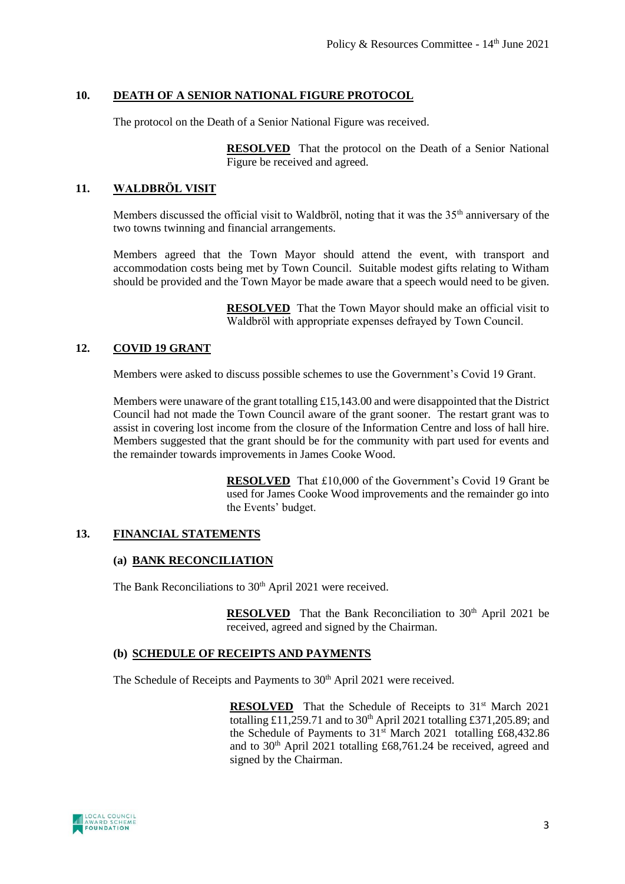## 10. DEATH OF A SENIOR NATIONAL FIGURE PROTOCOL

The protocol on the Death of a Senior National Figure was received.

> **RESOLVED** That the protocol on the Death of a Senior National Figure be received and agreed.

## 11. WALDBRÖL VISIT

Members discussed the official visit to Waldbröl, noting that it was the 35th anniversary of the two towns twinning and financial arrangements.

Members agreed that the Town Mayor should attend the event, with transport and accommodation costs being met by Town Council. Suitable modest gifts relating to Witham should be provided and the Town Mayor be made aware that a speech would need to be given.

> **RESOLVED** That the Town Mayor should make an official visit to Waldbröl with appropriate expenses defrayed by Town Council.

## 12. COVID 19 GRANT

Members were asked to discuss possible schemes to use the Government's Covid 19 Grant.

Members were unaware of the grant totalling £15,143.00 and were disappointed that the District Council had not made the Town Council aware of the grant sooner. The restart grant was to assist in covering lost income from the closure of the Information Centre and loss of hall hire. Members suggested that the grant should be for the community with part used for events and the remainder towards improvements in James Cooke Wood.

> **RESOLVED** That £10,000 of the Government's Covid 19 Grant be used for James Cooke Wood improvements and the remainder go into the Events' budget.

## 13. FINANCIAL STATEMENTS

### (a) BANK RECONCILIATION

The Bank Reconciliations to 30th April 2021 were received.

> **RESOLVED** That the Bank Reconciliation to 30th April 2021 be received, agreed and signed by the Chairman.

### (b) SCHEDULE OF RECEIPTS AND PAYMENTS

The Schedule of Receipts and Payments to 30th April 2021 were received.

> **RESOLVED** That the Schedule of Receipts to 31st March 2021 totalling £11,259.71 and to 30th April 2021 totalling £371,205.89; and the Schedule of Payments to 31st March 2021 totalling £68,432.86 and to 30th April 2021 totalling £68,761.24 be received, agreed and signed by the Chairman.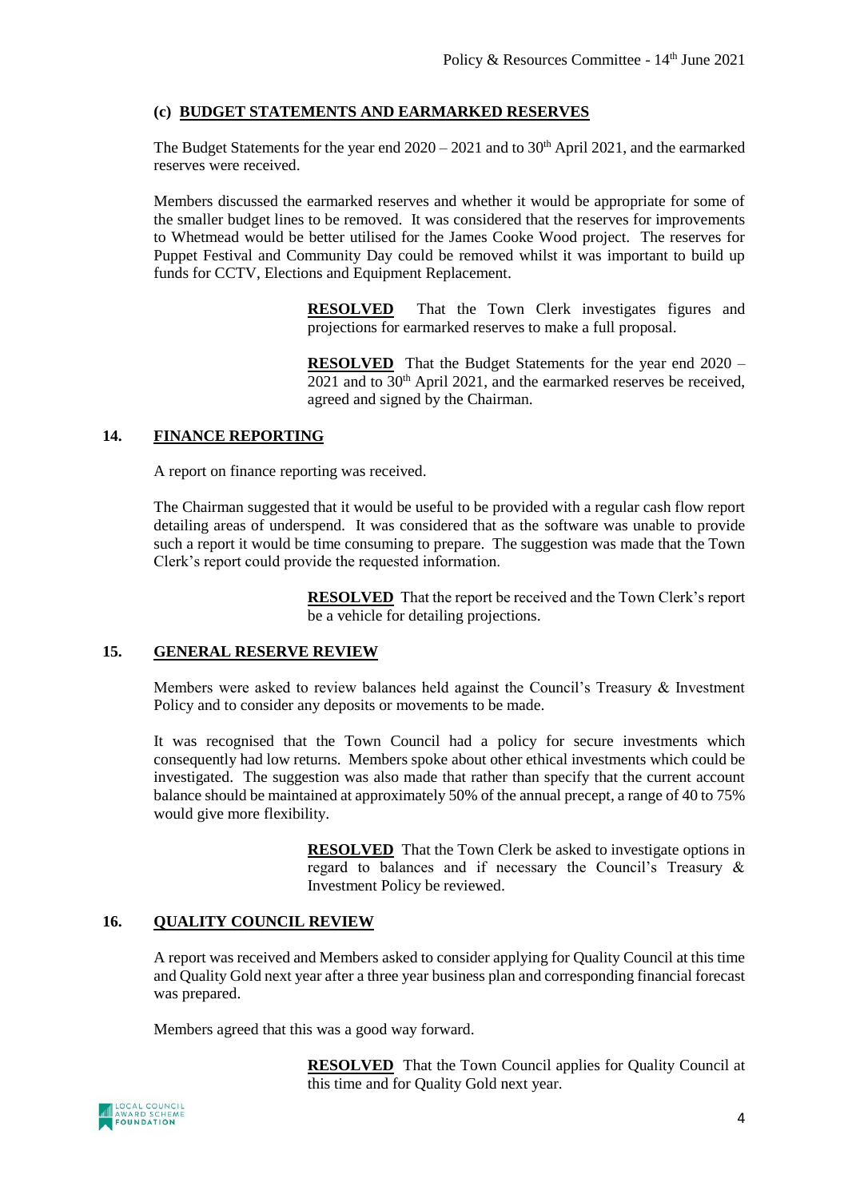### (c) BUDGET STATEMENTS AND EARMARKED RESERVES

The Budget Statements for the year end 2020 – 2021 and to 30th April 2021, and the earmarked reserves were received.

Members discussed the earmarked reserves and whether it would be appropriate for some of the smaller budget lines to be removed. It was considered that the reserves for improvements to Whetmead would be better utilised for the James Cooke Wood project. The reserves for Puppet Festival and Community Day could be removed whilst it was important to build up funds for CCTV, Elections and Equipment Replacement.

> **RESOLVED** That the Town Clerk investigates figures and projections for earmarked reserves to make a full proposal.

> **RESOLVED** That the Budget Statements for the year end 2020 – 2021 and to 30th April 2021, and the earmarked reserves be received, agreed and signed by the Chairman.

## 14. FINANCE REPORTING

A report on finance reporting was received.

The Chairman suggested that it would be useful to be provided with a regular cash flow report detailing areas of underspend. It was considered that as the software was unable to provide such a report it would be time consuming to prepare. The suggestion was made that the Town Clerk's report could provide the requested information.

> **RESOLVED** That the report be received and the Town Clerk's report be a vehicle for detailing projections.

## 15. GENERAL RESERVE REVIEW

Members were asked to review balances held against the Council's Treasury & Investment Policy and to consider any deposits or movements to be made.

It was recognised that the Town Council had a policy for secure investments which consequently had low returns. Members spoke about other ethical investments which could be investigated. The suggestion was also made that rather than specify that the current account balance should be maintained at approximately 50% of the annual precept, a range of 40 to 75% would give more flexibility.

> **RESOLVED** That the Town Clerk be asked to investigate options in regard to balances and if necessary the Council's Treasury & Investment Policy be reviewed.

## 16. QUALITY COUNCIL REVIEW

A report was received and Members asked to consider applying for Quality Council at this time and Quality Gold next year after a three year business plan and corresponding financial forecast was prepared.

Members agreed that this was a good way forward.

> **RESOLVED** That the Town Council applies for Quality Council at this time and for Quality Gold next year.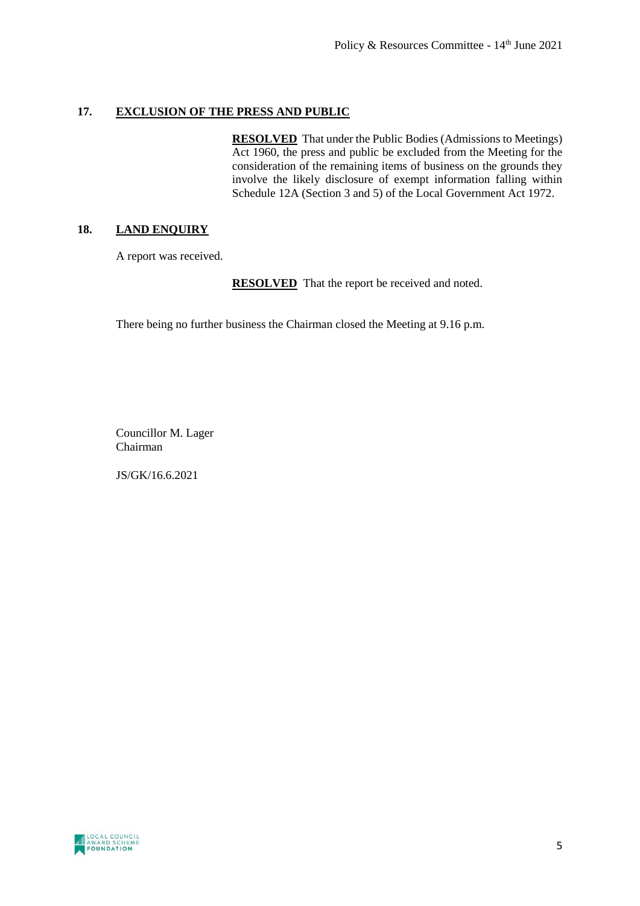## 17. EXCLUSION OF THE PRESS AND PUBLIC

**RESOLVED** That under the Public Bodies (Admissions to Meetings) Act 1960, the press and public be excluded from the Meeting for the consideration of the remaining items of business on the grounds they involve the likely disclosure of exempt information falling within Schedule 12A (Section 3 and 5) of the Local Government Act 1972.

## 18. LAND ENQUIRY

A report was received.

**RESOLVED** That the report be received and noted.

There being no further business the Chairman closed the Meeting at 9.16 p.m.

Councillor M. Lager
Chairman

JS/GK/16.6.2021